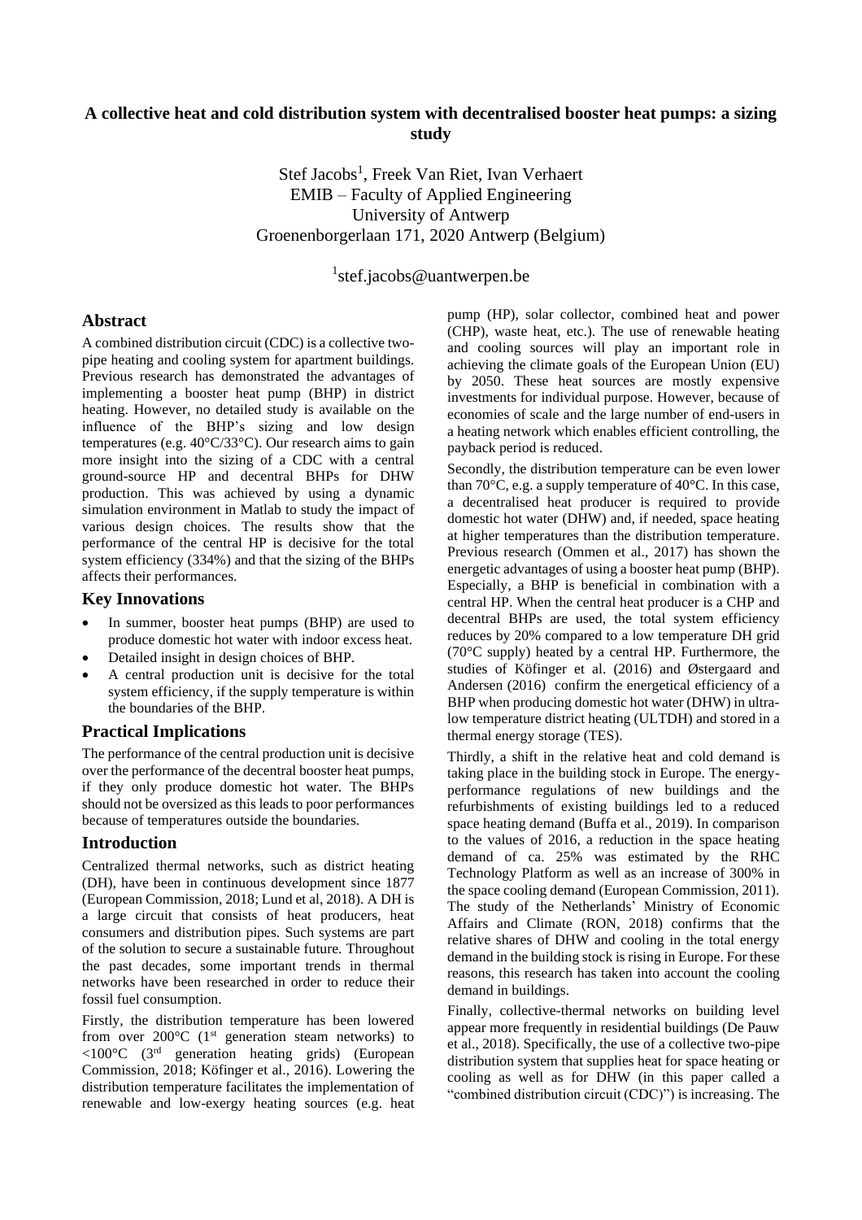# A collective heat and cold distribution system with decentralised booster heat pumps: a sizing study

Stef Jacobs[1], Freek Van Riet, Ivan Verhaert
EMIB – Faculty of Applied Engineering
University of Antwerp
Groenenborgerlaan 171, 2020 Antwerp (Belgium)

[1]stef.jacobs@uantwerpen.be

## Abstract

A combined distribution circuit (CDC) is a collective two-pipe heating and cooling system for apartment buildings. Previous research has demonstrated the advantages of implementing a booster heat pump (BHP) in district heating. However, no detailed study is available on the influence of the BHP's sizing and low design temperatures (e.g. 40°C/33°C). Our research aims to gain more insight into the sizing of a CDC with a central ground-source HP and decentral BHPs for DHW production. This was achieved by using a dynamic simulation environment in Matlab to study the impact of various design choices. The results show that the performance of the central HP is decisive for the total system efficiency (334%) and that the sizing of the BHPs affects their performances.

## Key Innovations

- In summer, booster heat pumps (BHP) are used to produce domestic hot water with indoor excess heat.
- Detailed insight in design choices of BHP.
- A central production unit is decisive for the total system efficiency, if the supply temperature is within the boundaries of the BHP.

## Practical Implications

The performance of the central production unit is decisive over the performance of the decentral booster heat pumps, if they only produce domestic hot water. The BHPs should not be oversized as this leads to poor performances because of temperatures outside the boundaries.

## Introduction

Centralized thermal networks, such as district heating (DH), have been in continuous development since 1877 (European Commission, 2018; Lund et al, 2018). A DH is a large circuit that consists of heat producers, heat consumers and distribution pipes. Such systems are part of the solution to secure a sustainable future. Throughout the past decades, some important trends in thermal networks have been researched in order to reduce their fossil fuel consumption.

Firstly, the distribution temperature has been lowered from over 200°C (1st generation steam networks) to <100°C (3rd generation heating grids) (European Commission, 2018; Köfinger et al., 2016). Lowering the distribution temperature facilitates the implementation of renewable and low-exergy heating sources (e.g. heat pump (HP), solar collector, combined heat and power (CHP), waste heat, etc.). The use of renewable heating and cooling sources will play an important role in achieving the climate goals of the European Union (EU) by 2050. These heat sources are mostly expensive investments for individual purpose. However, because of economies of scale and the large number of end-users in a heating network which enables efficient controlling, the payback period is reduced.

Secondly, the distribution temperature can be even lower than 70°C, e.g. a supply temperature of 40°C. In this case, a decentralised heat producer is required to provide domestic hot water (DHW) and, if needed, space heating at higher temperatures than the distribution temperature. Previous research (Ommen et al., 2017) has shown the energetic advantages of using a booster heat pump (BHP). Especially, a BHP is beneficial in combination with a central HP. When the central heat producer is a CHP and decentral BHPs are used, the total system efficiency reduces by 20% compared to a low temperature DH grid (70°C supply) heated by a central HP. Furthermore, the studies of Köfinger et al. (2016) and Østergaard and Andersen (2016) confirm the energetical efficiency of a BHP when producing domestic hot water (DHW) in ultra-low temperature district heating (ULTDH) and stored in a thermal energy storage (TES).

Thirdly, a shift in the relative heat and cold demand is taking place in the building stock in Europe. The energy-performance regulations of new buildings and the refurbishments of existing buildings led to a reduced space heating demand (Buffa et al., 2019). In comparison to the values of 2016, a reduction in the space heating demand of ca. 25% was estimated by the RHC Technology Platform as well as an increase of 300% in the space cooling demand (European Commission, 2011). The study of the Netherlands' Ministry of Economic Affairs and Climate (RON, 2018) confirms that the relative shares of DHW and cooling in the total energy demand in the building stock is rising in Europe. For these reasons, this research has taken into account the cooling demand in buildings.

Finally, collective-thermal networks on building level appear more frequently in residential buildings (De Pauw et al., 2018). Specifically, the use of a collective two-pipe distribution system that supplies heat for space heating or cooling as well as for DHW (in this paper called a "combined distribution circuit (CDC)") is increasing. The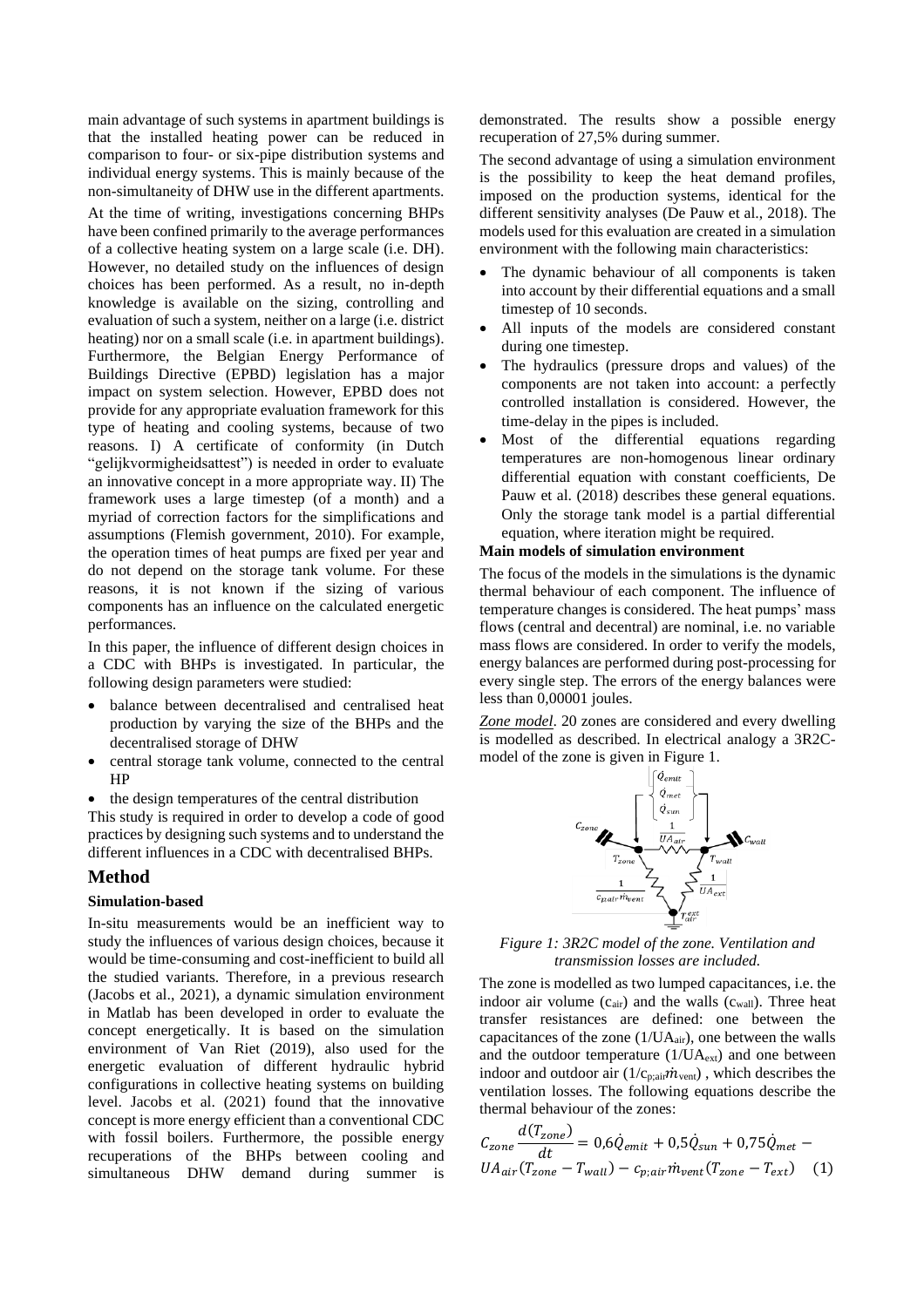main advantage of such systems in apartment buildings is that the installed heating power can be reduced in comparison to four- or six-pipe distribution systems and individual energy systems. This is mainly because of the non-simultaneity of DHW use in the different apartments.

At the time of writing, investigations concerning BHPs have been confined primarily to the average performances of a collective heating system on a large scale (i.e. DH). However, no detailed study on the influences of design choices has been performed. As a result, no in-depth knowledge is available on the sizing, controlling and evaluation of such a system, neither on a large (i.e. district heating) nor on a small scale (i.e. in apartment buildings). Furthermore, the Belgian Energy Performance of Buildings Directive (EPBD) legislation has a major impact on system selection. However, EPBD does not provide for any appropriate evaluation framework for this type of heating and cooling systems, because of two reasons. I) A certificate of conformity (in Dutch "gelijkvormigheidsattest") is needed in order to evaluate an innovative concept in a more appropriate way. II) The framework uses a large timestep (of a month) and a myriad of correction factors for the simplifications and assumptions (Flemish government, 2010). For example, the operation times of heat pumps are fixed per year and do not depend on the storage tank volume. For these reasons, it is not known if the sizing of various components has an influence on the calculated energetic performances.

In this paper, the influence of different design choices in a CDC with BHPs is investigated. In particular, the following design parameters were studied:

- balance between decentralised and centralised heat production by varying the size of the BHPs and the decentralised storage of DHW
- central storage tank volume, connected to the central HP
- the design temperatures of the central distribution

This study is required in order to develop a code of good practices by designing such systems and to understand the different influences in a CDC with decentralised BHPs.

## Method

### Simulation-based

In-situ measurements would be an inefficient way to study the influences of various design choices, because it would be time-consuming and cost-inefficient to build all the studied variants. Therefore, in a previous research (Jacobs et al., 2021), a dynamic simulation environment in Matlab has been developed in order to evaluate the concept energetically. It is based on the simulation environment of Van Riet (2019), also used for the energetic evaluation of different hydraulic hybrid configurations in collective heating systems on building level. Jacobs et al. (2021) found that the innovative concept is more energy efficient than a conventional CDC with fossil boilers. Furthermore, the possible energy recuperations of the BHPs between cooling and simultaneous DHW demand during summer is demonstrated. The results show a possible energy recuperation of 27,5% during summer.

The second advantage of using a simulation environment is the possibility to keep the heat demand profiles, imposed on the production systems, identical for the different sensitivity analyses (De Pauw et al., 2018). The models used for this evaluation are created in a simulation environment with the following main characteristics:

- The dynamic behaviour of all components is taken into account by their differential equations and a small timestep of 10 seconds.
- All inputs of the models are considered constant during one timestep.
- The hydraulics (pressure drops and values) of the components are not taken into account: a perfectly controlled installation is considered. However, the time-delay in the pipes is included.
- Most of the differential equations regarding temperatures are non-homogenous linear ordinary differential equation with constant coefficients, De Pauw et al. (2018) describes these general equations. Only the storage tank model is a partial differential equation, where iteration might be required.

### Main models of simulation environment

The focus of the models in the simulations is the dynamic thermal behaviour of each component. The influence of temperature changes is considered. The heat pumps' mass flows (central and decentral) are nominal, i.e. no variable mass flows are considered. In order to verify the models, energy balances are performed during post-processing for every single step. The errors of the energy balances were less than 0,00001 joules.

*Zone model*. 20 zones are considered and every dwelling is modelled as described. In electrical analogy a 3R2C-model of the zone is given in Figure 1.

$\dot{Q}_{emit}$
$\dot{Q}_{met}$
$\dot{Q}_{sun}$
$C_{zone}$
$\frac{1}{UA_{air}}$
$C_{wall}$
$T_{zone}$
$T_{wall}$
$\frac{1}{c_{p;air}\dot{m}_{vent}}$
$\frac{1}{UA_{ext}}$
$T_{air}^{ext}$

*Figure 1: 3R2C model of the zone. Ventilation and transmission losses are included.*

The zone is modelled as two lumped capacitances, i.e. the indoor air volume ($c_{air}$) and the walls ($c_{wall}$). Three heat transfer resistances are defined: one between the capacitances of the zone ($1/UA_{air}$), one between the walls and the outdoor temperature ($1/UA_{ext}$) and one between indoor and outdoor air ($1/c_{p;air}\dot{m}_{vent}$), which describes the ventilation losses. The following equations describe the thermal behaviour of the zones:

$$C_{zone}\frac{d(T_{zone})}{dt} = 0{,}6\dot{Q}_{emit} + 0{,}5\dot{Q}_{sun} + 0{,}75\dot{Q}_{met} - UA_{air}(T_{zone} - T_{wall}) - c_{p;air}\dot{m}_{vent}(T_{zone} - T_{ext}) \quad (1)$$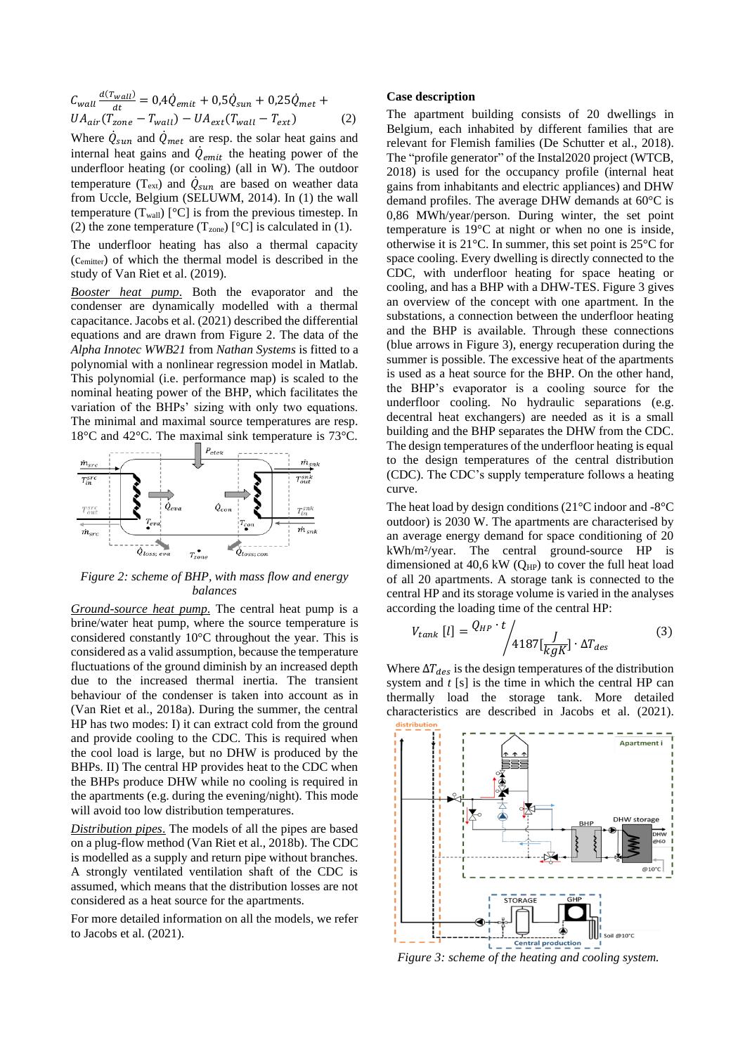$$C_{wall}\frac{d(T_{wall})}{dt} = 0{,}4\dot{Q}_{emit} + 0{,}5\dot{Q}_{sun} + 0{,}25\dot{Q}_{met} + UA_{air}(T_{zone} - T_{wall}) - UA_{ext}(T_{wall} - T_{ext}) \quad (2)$$

Where $\dot{Q}_{sun}$ and $\dot{Q}_{met}$ are resp. the solar heat gains and internal heat gains and $\dot{Q}_{emit}$ the heating power of the underfloor heating (or cooling) (all in W). The outdoor temperature ($T_{ext}$) and $\dot{Q}_{sun}$ are based on weather data from Uccle, Belgium (SELUWM, 2014). In (1) the wall temperature ($T_{wall}$) [°C] is from the previous timestep. In (2) the zone temperature ($T_{zone}$) [°C] is calculated in (1).

The underfloor heating has also a thermal capacity ($C_{emitter}$) of which the thermal model is described in the study of Van Riet et al. (2019).

<u>*Booster heat pump*.</u> Both the evaporator and the condenser are dynamically modelled with a thermal capacitance. Jacobs et al. (2021) described the differential equations and are drawn from Figure 2. The data of the *Alpha Innotec WWB21* from *Nathan Systems* is fitted to a polynomial with a nonlinear regression model in Matlab. This polynomial (i.e. performance map) is scaled to the nominal heating power of the BHP, which facilitates the variation of the BHPs' sizing with only two equations. The minimal and maximal source temperatures are resp. 18°C and 42°C. The maximal sink temperature is 73°C.

$P_{elek}$
$\dot{m}_{src}$
$T_{in}^{src}$
$T_{out}^{src}$
$\dot{m}_{src}$
$\dot{Q}_{eva}$
$\dot{Q}_{con}$
$T_{eva}$
$T_{con}$
$\dot{m}_{snk}$
$T_{out}^{snk}$
$T_{in}^{snk}$
$\dot{m}_{snk}$
$\dot{Q}_{loss;\,eva}$
$T_{zone}$
$\dot{Q}_{loss;\,con}$

*Figure 2: scheme of BHP, with mass flow and energy balances*

<u>*Ground-source heat pump*.</u> The central heat pump is a brine/water heat pump, where the source temperature is considered constantly 10°C throughout the year. This is considered as a valid assumption, because the temperature fluctuations of the ground diminish by an increased depth due to the increased thermal inertia. The transient behaviour of the condenser is taken into account as in (Van Riet et al., 2018a). During the summer, the central HP has two modes: I) it can extract cold from the ground and provide cooling to the CDC. This is required when the cool load is large, but no DHW is produced by the BHPs. II) The central HP provides heat to the CDC when the BHPs produce DHW while no cooling is required in the apartments (e.g. during the evening/night). This mode will avoid too low distribution temperatures.

<u>*Distribution pipes*.</u> The models of all the pipes are based on a plug-flow method (Van Riet et al., 2018b). The CDC is modelled as a supply and return pipe without branches. A strongly ventilated ventilation shaft of the CDC is assumed, which means that the distribution losses are not considered as a heat source for the apartments.

For more detailed information on all the models, we refer to Jacobs et al. (2021).

**Case description**

The apartment building consists of 20 dwellings in Belgium, each inhabited by different families that are relevant for Flemish families (De Schutter et al., 2018). The "profile generator" of the Instal2020 project (WTCB, 2018) is used for the occupancy profile (internal heat gains from inhabitants and electric appliances) and DHW demand profiles. The average DHW demands at 60°C is 0,86 MWh/year/person. During winter, the set point temperature is 19°C at night or when no one is inside, otherwise it is 21°C. In summer, this set point is 25°C for space cooling. Every dwelling is directly connected to the CDC, with underfloor heating for space heating or cooling, and has a BHP with a DHW-TES. Figure 3 gives an overview of the concept with one apartment. In the substations, a connection between the underfloor heating and the BHP is available. Through these connections (blue arrows in Figure 3), energy recuperation during the summer is possible. The excessive heat of the apartments is used as a heat source for the BHP. On the other hand, the BHP's evaporator is a cooling source for the underfloor cooling. No hydraulic separations (e.g. decentral heat exchangers) are needed as it is a small building and the BHP separates the DHW from the CDC. The design temperatures of the underfloor heating is equal to the design temperatures of the central distribution (CDC). The CDC's supply temperature follows a heating curve.

The heat load by design conditions (21°C indoor and -8°C outdoor) is 2030 W. The apartments are characterised by an average energy demand for space conditioning of 20 kWh/m²/year. The central ground-source HP is dimensioned at 40,6 kW ($Q_{HP}$) to cover the full heat load of all 20 apartments. A storage tank is connected to the central HP and its storage volume is varied in the analyses according the loading time of the central HP:

$$V_{tank}\ [l] = \frac{Q_{HP} \cdot t}{4187 [\frac{J}{kgK}] \cdot \Delta T_{des}} \quad (3)$$

Where $\Delta T_{des}$ is the design temperatures of the distribution system and $t$ [s] is the time in which the central HP can thermally load the storage tank. More detailed characteristics are described in Jacobs et al. (2021).

distribution
Apartment i
BHP
DHW storage
DHW @60
@10°C
STORAGE
GHP
Soil @10°C
Central production

*Figure 3: scheme of the heating and cooling system.*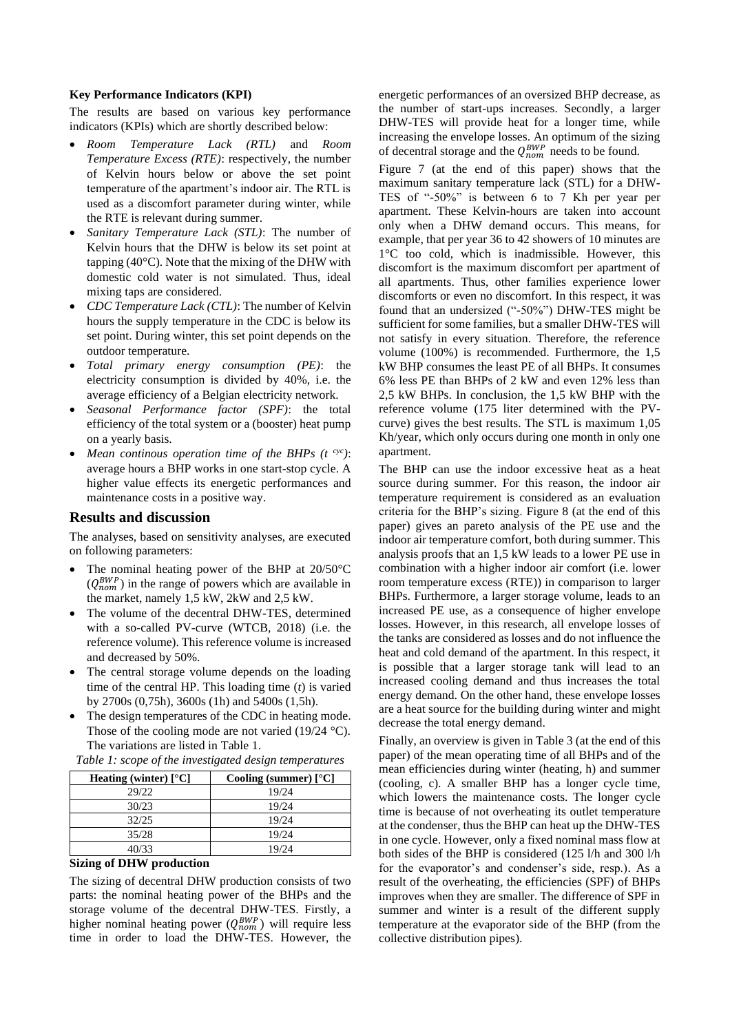**Key Performance Indicators (KPI)**

The results are based on various key performance indicators (KPIs) which are shortly described below:

- *Room Temperature Lack (RTL)* and *Room Temperature Excess (RTE)*: respectively, the number of Kelvin hours below or above the set point temperature of the apartment's indoor air. The RTL is used as a discomfort parameter during winter, while the RTE is relevant during summer.
- *Sanitary Temperature Lack (STL)*: The number of Kelvin hours that the DHW is below its set point at tapping (40°C). Note that the mixing of the DHW with domestic cold water is not simulated. Thus, ideal mixing taps are considered.
- *CDC Temperature Lack (CTL)*: The number of Kelvin hours the supply temperature in the CDC is below its set point. During winter, this set point depends on the outdoor temperature.
- *Total primary energy consumption (PE)*: the electricity consumption is divided by 40%, i.e. the average efficiency of a Belgian electricity network.
- *Seasonal Performance factor (SPF)*: the total efficiency of the total system or a (booster) heat pump on a yearly basis.
- *Mean continous operation time of the BHPs ($t^{cyc}$)*: average hours a BHP works in one start-stop cycle. A higher value effects its energetic performances and maintenance costs in a positive way.

## Results and discussion

The analyses, based on sensitivity analyses, are executed on following parameters:

- The nominal heating power of the BHP at 20/50°C ($Q_{nom}^{BWP}$) in the range of powers which are available in the market, namely 1,5 kW, 2kW and 2,5 kW.
- The volume of the decentral DHW-TES, determined with a so-called PV-curve (WTCB, 2018) (i.e. the reference volume). This reference volume is increased and decreased by 50%.
- The central storage volume depends on the loading time of the central HP. This loading time (*t*) is varied by 2700s (0,75h), 3600s (1h) and 5400s (1,5h).
- The design temperatures of the CDC in heating mode. Those of the cooling mode are not varied (19/24 °C). The variations are listed in Table 1.

*Table 1: scope of the investigated design temperatures*

| Heating (winter) [°C] | Cooling (summer) [°C] |
|---|---|
| 29/22 | 19/24 |
| 30/23 | 19/24 |
| 32/25 | 19/24 |
| 35/28 | 19/24 |
| 40/33 | 19/24 |

**Sizing of DHW production**

The sizing of decentral DHW production consists of two parts: the nominal heating power of the BHPs and the storage volume of the decentral DHW-TES. Firstly, a higher nominal heating power ($Q_{nom}^{BWP}$) will require less time in order to load the DHW-TES. However, the energetic performances of an oversized BHP decrease, as the number of start-ups increases. Secondly, a larger DHW-TES will provide heat for a longer time, while increasing the envelope losses. An optimum of the sizing of decentral storage and the $Q_{nom}^{BWP}$ needs to be found.

Figure 7 (at the end of this paper) shows that the maximum sanitary temperature lack (STL) for a DHW-TES of "-50%" is between 6 to 7 Kh per year per apartment. These Kelvin-hours are taken into account only when a DHW demand occurs. This means, for example, that per year 36 to 42 showers of 10 minutes are 1°C too cold, which is inadmissible. However, this discomfort is the maximum discomfort per apartment of all apartments. Thus, other families experience lower discomforts or even no discomfort. In this respect, it was found that an undersized ("-50%") DHW-TES might be sufficient for some families, but a smaller DHW-TES will not satisfy in every situation. Therefore, the reference volume (100%) is recommended. Furthermore, the 1,5 kW BHP consumes the least PE of all BHPs. It consumes 6% less PE than BHPs of 2 kW and even 12% less than 2,5 kW BHPs. In conclusion, the 1,5 kW BHP with the reference volume (175 liter determined with the PV-curve) gives the best results. The STL is maximum 1,05 Kh/year, which only occurs during one month in only one apartment.

The BHP can use the indoor excessive heat as a heat source during summer. For this reason, the indoor air temperature requirement is considered as an evaluation criteria for the BHP's sizing. Figure 8 (at the end of this paper) gives an pareto analysis of the PE use and the indoor air temperature comfort, both during summer. This analysis proofs that an 1,5 kW leads to a lower PE use in combination with a higher indoor air comfort (i.e. lower room temperature excess (RTE)) in comparison to larger BHPs. Furthermore, a larger storage volume, leads to an increased PE use, as a consequence of higher envelope losses. However, in this research, all envelope losses of the tanks are considered as losses and do not influence the heat and cold demand of the apartment. In this respect, it is possible that a larger storage tank will lead to an increased cooling demand and thus increases the total energy demand. On the other hand, these envelope losses are a heat source for the building during winter and might decrease the total energy demand.

Finally, an overview is given in Table 3 (at the end of this paper) of the mean operating time of all BHPs and of the mean efficiencies during winter (heating, h) and summer (cooling, c). A smaller BHP has a longer cycle time, which lowers the maintenance costs. The longer cycle time is because of not overheating its outlet temperature at the condenser, thus the BHP can heat up the DHW-TES in one cycle. However, only a fixed nominal mass flow at both sides of the BHP is considered (125 l/h and 300 l/h for the evaporator's and condenser's side, resp.). As a result of the overheating, the efficiencies (SPF) of BHPs improves when they are smaller. The difference of SPF in summer and winter is a result of the different supply temperature at the evaporator side of the BHP (from the collective distribution pipes).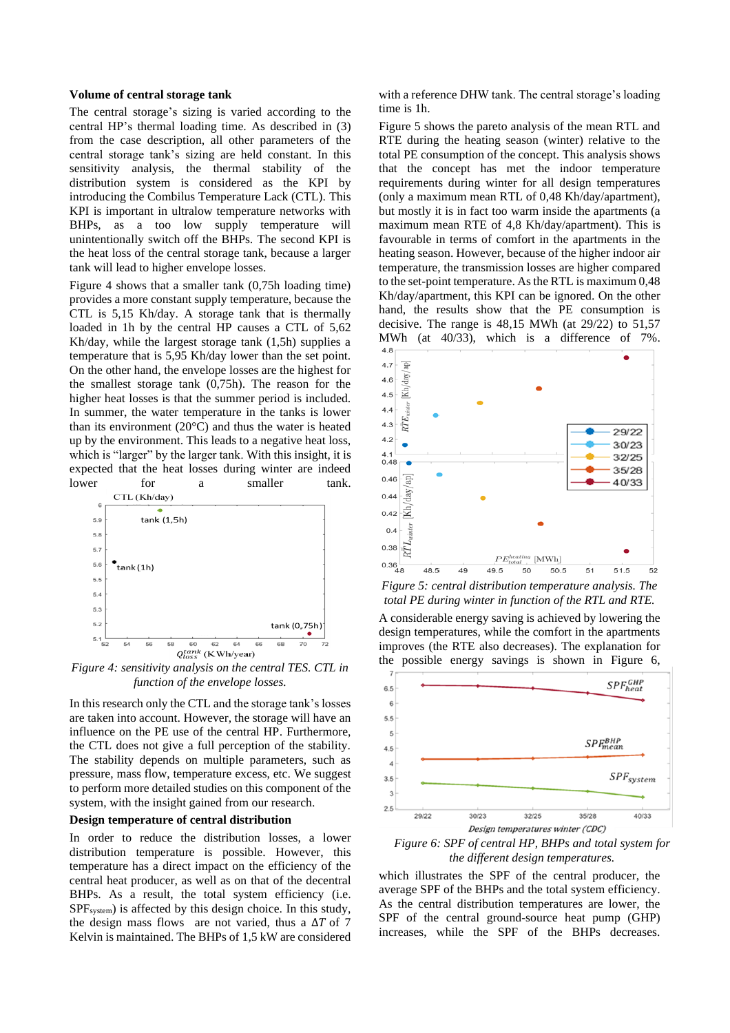### Volume of central storage tank

The central storage's sizing is varied according to the central HP's thermal loading time. As described in (3) from the case description, all other parameters of the central storage tank's sizing are held constant. In this sensitivity analysis, the thermal stability of the distribution system is considered as the KPI by introducing the Combilus Temperature Lack (CTL). This KPI is important in ultralow temperature networks with BHPs, as a too low supply temperature will unintentionally switch off the BHPs. The second KPI is the heat loss of the central storage tank, because a larger tank will lead to higher envelope losses.

Figure 4 shows that a smaller tank (0,75h loading time) provides a more constant supply temperature, because the CTL is 5,15 Kh/day. A storage tank that is thermally loaded in 1h by the central HP causes a CTL of 5,62 Kh/day, while the largest storage tank (1,5h) supplies a temperature that is 5,95 Kh/day lower than the set point. On the other hand, the envelope losses are the highest for the smallest storage tank (0,75h). The reason for the higher heat losses is that the summer period is included. In summer, the water temperature in the tanks is lower than its environment (20°C) and thus the water is heated up by the environment. This leads to a negative heat loss, which is "larger" by the larger tank. With this insight, it is expected that the heat losses during winter are indeed lower for a smaller tank.

CTL (Kh/day)
6
5.9
5.8
5.7
5.6
5.5
5.4
5.3
5.2
5.1
tank (1,5h)
tank (1h)
tank (0,75h)
52 54 56 58 60 62 64 66 68 70 72
$Q_{loss}^{tank}$ (KWh/year)

*Figure 4: sensitivity analysis on the central TES. CTL in function of the envelope losses.*

In this research only the CTL and the storage tank's losses are taken into account. However, the storage will have an influence on the PE use of the central HP. Furthermore, the CTL does not give a full perception of the stability. The stability depends on multiple parameters, such as pressure, mass flow, temperature excess, etc. We suggest to perform more detailed studies on this component of the system, with the insight gained from our research.

### Design temperature of central distribution

In order to reduce the distribution losses, a lower distribution temperature is possible. However, this temperature has a direct impact on the efficiency of the central heat producer, as well as on that of the decentral BHPs. As a result, the total system efficiency (i.e. $SPF_{system}$) is affected by this design choice. In this study, the design mass flows are not varied, thus a $\Delta T$ of 7 Kelvin is maintained. The BHPs of 1,5 kW are considered with a reference DHW tank. The central storage's loading time is 1h.

Figure 5 shows the pareto analysis of the mean RTL and RTE during the heating season (winter) relative to the total PE consumption of the concept. This analysis shows that the concept has met the indoor temperature requirements during winter for all design temperatures (only a maximum mean RTL of 0,48 Kh/day/apartment), but mostly it is in fact too warm inside the apartments (a maximum mean RTE of 4,8 Kh/day/apartment). This is favourable in terms of comfort in the apartments in the heating season. However, because of the higher indoor air temperature, the transmission losses are higher compared to the set-point temperature. As the RTL is maximum 0,48 Kh/day/apartment, this KPI can be ignored. On the other hand, the results show that the PE consumption is decisive. The range is 48,15 MWh (at 29/22) to 51,57 MWh (at 40/33), which is a difference of 7%.

4.8
4.7
4.6
4.5
4.4
4.3
4.2
4.1
$\overline{RTE}_{winter}$ [Kh/day/ap]
0.48
0.46
0.44
0.42
0.4
0.38
0.36
$\overline{RTL}_{winter}$ [Kh/day/ap]
48 48.5 49 49.5 50 50.5 51 51.5 52
$PE_{total}^{heating}$ [MWh]
29/22
30/23
32/25
35/28
40/33

*Figure 5: central distribution temperature analysis. The total PE during winter in function of the RTL and RTE.*

A considerable energy saving is achieved by lowering the design temperatures, while the comfort in the apartments improves (the RTE also decreases). The explanation for the possible energy savings is shown in Figure 6,

7
6.5
6
5.5
5
4.5
4
3.5
3
2.5
$SPF_{heat}^{GHP}$
$SPF_{mean}^{BHP}$
$SPF_{system}$
29/22 30/23 32/25 35/28 40/33
Design temperatures winter (CDC)

*Figure 6: SPF of central HP, BHPs and total system for the different design temperatures.*

which illustrates the SPF of the central producer, the average SPF of the BHPs and the total system efficiency. As the central distribution temperatures are lower, the SPF of the central ground-source heat pump (GHP) increases, while the SPF of the BHPs decreases.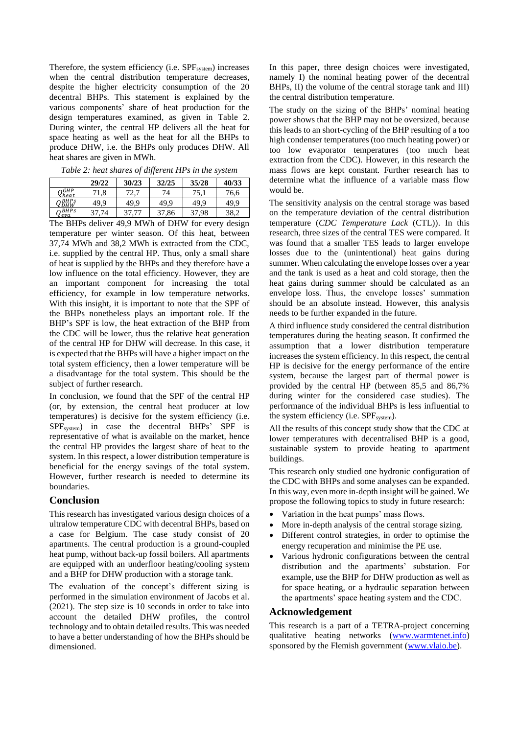Therefore, the system efficiency (i.e. $SPF_{system}$) increases when the central distribution temperature decreases, despite the higher electricity consumption of the 20 decentral BHPs. This statement is explained by the various components' share of heat production for the design temperatures examined, as given in Table 2. During winter, the central HP delivers all the heat for space heating as well as the heat for all the BHPs to produce DHW, i.e. the BHPs only produces DHW. All heat shares are given in MWh.

*Table 2: heat shares of different HPs in the system*

| | 29/22 | 30/23 | 32/25 | 35/28 | 40/33 |
|---|---|---|---|---|---|
| $Q_{heat}^{GHP}$ | 71,8 | 72,7 | 74 | 75,1 | 76,6 |
| $Q_{DHW}^{BHPs}$ | 49,9 | 49,9 | 49,9 | 49,9 | 49,9 |
| $Q_{eva}^{BHPs}$ | 37,74 | 37,77 | 37,86 | 37,98 | 38,2 |

The BHPs deliver 49,9 MWh of DHW for every design temperature per winter season. Of this heat, between 37,74 MWh and 38,2 MWh is extracted from the CDC, i.e. supplied by the central HP. Thus, only a small share of heat is supplied by the BHPs and they therefore have a low influence on the total efficiency. However, they are an important component for increasing the total efficiency, for example in low temperature networks. With this insight, it is important to note that the SPF of the BHPs nonetheless plays an important role. If the BHP's SPF is low, the heat extraction of the BHP from the CDC will be lower, thus the relative heat generation of the central HP for DHW will decrease. In this case, it is expected that the BHPs will have a higher impact on the total system efficiency, then a lower temperature will be a disadvantage for the total system. This should be the subject of further research.

In conclusion, we found that the SPF of the central HP (or, by extension, the central heat producer at low temperatures) is decisive for the system efficiency (i.e. $SPF_{system}$) in case the decentral BHPs' SPF is representative of what is available on the market, hence the central HP provides the largest share of heat to the system. In this respect, a lower distribution temperature is beneficial for the energy savings of the total system. However, further research is needed to determine its boundaries.

## Conclusion

This research has investigated various design choices of a ultralow temperature CDC with decentral BHPs, based on a case for Belgium. The case study consist of 20 apartments. The central production is a ground-coupled heat pump, without back-up fossil boilers. All apartments are equipped with an underfloor heating/cooling system and a BHP for DHW production with a storage tank.

The evaluation of the concept's different sizing is performed in the simulation environment of Jacobs et al. (2021). The step size is 10 seconds in order to take into account the detailed DHW profiles, the control technology and to obtain detailed results. This was needed to have a better understanding of how the BHPs should be dimensioned.

In this paper, three design choices were investigated, namely I) the nominal heating power of the decentral BHPs, II) the volume of the central storage tank and III) the central distribution temperature.

The study on the sizing of the BHPs' nominal heating power shows that the BHP may not be oversized, because this leads to an short-cycling of the BHP resulting of a too high condenser temperatures (too much heating power) or too low evaporator temperatures (too much heat extraction from the CDC). However, in this research the mass flows are kept constant. Further research has to determine what the influence of a variable mass flow would be.

The sensitivity analysis on the central storage was based on the temperature deviation of the central distribution temperature (*CDC Temperature Lack* (CTL)). In this research, three sizes of the central TES were compared. It was found that a smaller TES leads to larger envelope losses due to the (unintentional) heat gains during summer. When calculating the envelope losses over a year and the tank is used as a heat and cold storage, then the heat gains during summer should be calculated as an envelope loss. Thus, the envelope losses' summation should be an absolute instead. However, this analysis needs to be further expanded in the future.

A third influence study considered the central distribution temperatures during the heating season. It confirmed the assumption that a lower distribution temperature increases the system efficiency. In this respect, the central HP is decisive for the energy performance of the entire system, because the largest part of thermal power is provided by the central HP (between 85,5 and 86,7% during winter for the considered case studies). The performance of the individual BHPs is less influential to the system efficiency (i.e. $SPF_{system}$).

All the results of this concept study show that the CDC at lower temperatures with decentralised BHP is a good, sustainable system to provide heating to apartment buildings.

This research only studied one hydronic configuration of the CDC with BHPs and some analyses can be expanded. In this way, even more in-depth insight will be gained. We propose the following topics to study in future research:

- Variation in the heat pumps' mass flows.
- More in-depth analysis of the central storage sizing.
- Different control strategies, in order to optimise the energy recuperation and minimise the PE use.
- Various hydronic configurations between the central distribution and the apartments' substation. For example, use the BHP for DHW production as well as for space heating, or a hydraulic separation between the apartments' space heating system and the CDC.

## Acknowledgement

This research is a part of a TETRA-project concerning qualitative heating networks (www.warmtenet.info) sponsored by the Flemish government (www.vlaio.be).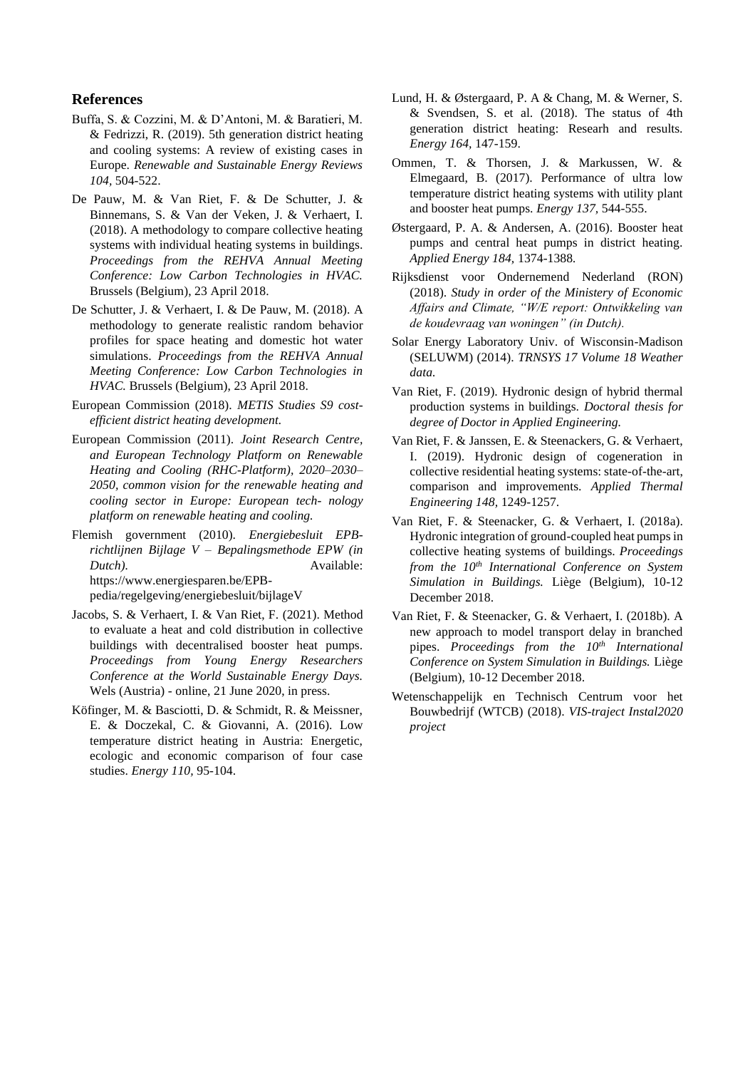## References

Buffa, S. & Cozzini, M. & D'Antoni, M. & Baratieri, M. & Fedrizzi, R. (2019). 5th generation district heating and cooling systems: A review of existing cases in Europe. *Renewable and Sustainable Energy Reviews 104*, 504-522.

De Pauw, M. & Van Riet, F. & De Schutter, J. & Binnemans, S. & Van der Veken, J. & Verhaert, I. (2018). A methodology to compare collective heating systems with individual heating systems in buildings. *Proceedings from the REHVA Annual Meeting Conference: Low Carbon Technologies in HVAC.* Brussels (Belgium), 23 April 2018.

De Schutter, J. & Verhaert, I. & De Pauw, M. (2018). A methodology to generate realistic random behavior profiles for space heating and domestic hot water simulations. *Proceedings from the REHVA Annual Meeting Conference: Low Carbon Technologies in HVAC.* Brussels (Belgium), 23 April 2018.

European Commission (2018). *METIS Studies S9 cost-efficient district heating development.*

European Commission (2011). *Joint Research Centre, and European Technology Platform on Renewable Heating and Cooling (RHC-Platform), 2020–2030–2050, common vision for the renewable heating and cooling sector in Europe: European tech- nology platform on renewable heating and cooling.*

Flemish government (2010). *Energiebesluit EPB-richtlijnen Bijlage V – Bepalingsmethode EPW (in Dutch).* Available: https://www.energiesparen.be/EPB-pedia/regelgeving/energiebesluit/bijlageV

Jacobs, S. & Verhaert, I. & Van Riet, F. (2021). Method to evaluate a heat and cold distribution in collective buildings with decentralised booster heat pumps. *Proceedings from Young Energy Researchers Conference at the World Sustainable Energy Days.* Wels (Austria) - online, 21 June 2020, in press.

Köfinger, M. & Basciotti, D. & Schmidt, R. & Meissner, E. & Doczekal, C. & Giovanni, A. (2016). Low temperature district heating in Austria: Energetic, ecologic and economic comparison of four case studies. *Energy 110*, 95-104.

Lund, H. & Østergaard, P. A & Chang, M. & Werner, S. & Svendsen, S. et al. (2018). The status of 4th generation district heating: Researh and results. *Energy 164*, 147-159.

Ommen, T. & Thorsen, J. & Markussen, W. & Elmegaard, B. (2017). Performance of ultra low temperature district heating systems with utility plant and booster heat pumps. *Energy 137*, 544-555.

Østergaard, P. A. & Andersen, A. (2016). Booster heat pumps and central heat pumps in district heating. *Applied Energy 184*, 1374-1388.

Rijksdienst voor Ondernemend Nederland (RON) (2018). *Study in order of the Ministery of Economic Affairs and Climate, "W/E report: Ontwikkeling van de koudevraag van woningen" (in Dutch).*

Solar Energy Laboratory Univ. of Wisconsin-Madison (SELUWM) (2014). *TRNSYS 17 Volume 18 Weather data.*

Van Riet, F. (2019). Hydronic design of hybrid thermal production systems in buildings. *Doctoral thesis for degree of Doctor in Applied Engineering.*

Van Riet, F. & Janssen, E. & Steenackers, G. & Verhaert, I. (2019). Hydronic design of cogeneration in collective residential heating systems: state-of-the-art, comparison and improvements. *Applied Thermal Engineering 148*, 1249-1257.

Van Riet, F. & Steenacker, G. & Verhaert, I. (2018a). Hydronic integration of ground-coupled heat pumps in collective heating systems of buildings. *Proceedings from the 10th International Conference on System Simulation in Buildings.* Liège (Belgium), 10-12 December 2018.

Van Riet, F. & Steenacker, G. & Verhaert, I. (2018b). A new approach to model transport delay in branched pipes. *Proceedings from the 10th International Conference on System Simulation in Buildings.* Liège (Belgium), 10-12 December 2018.

Wetenschappelijk en Technisch Centrum voor het Bouwbedrijf (WTCB) (2018). *VIS-traject Instal2020 project*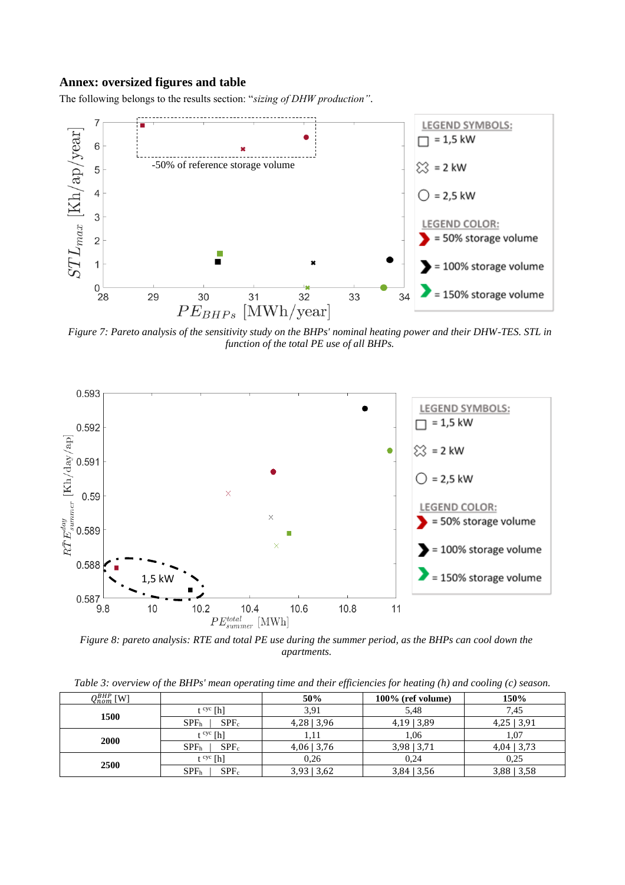## Annex: oversized figures and table

The following belongs to the results section: "*sizing of DHW production*".

7
6
5
4
3
2
1
0
28 29 30 31 32 33 34
$STL_{max}$ [Kh/ap/year]
$PE_{BHPs}$ [MWh/year]
-50% of reference storage volume

LEGEND SYMBOLS:
= 1,5 kW
= 2 kW
= 2,5 kW
LEGEND COLOR:
= 50% storage volume
= 100% storage volume
= 150% storage volume

*Figure 7: Pareto analysis of the sensitivity study on the BHPs' nominal heating power and their DHW-TES. STL in function of the total PE use of all BHPs.*

0.593
0.592
0.591
0.59
0.589
0.588
0.587
9.8 10 10.2 10.4 10.6 10.8 11
$RTE^{day}_{summer}$ [Kh/day/ap]
$PE^{total}_{summer}$ [MWh]
1,5 kW

LEGEND SYMBOLS:
= 1,5 kW
= 2 kW
= 2,5 kW
LEGEND COLOR:
= 50% storage volume
= 100% storage volume
= 150% storage volume

*Figure 8: pareto analysis: RTE and total PE use during the summer period, as the BHPs can cool down the apartments.*

*Table 3: overview of the BHPs' mean operating time and their efficiencies for heating (h) and cooling (c) season.*

| $Q^{BHP}_{nom}$ [W] | | 50% | 100% (ref volume) | 150% |
|---|---|---|---|---|
| 1500 | $t^{cyc}$ [h] | 3,91 | 5,48 | 7,45 |
| | $SPF_h$ \| $SPF_c$ | 4,28 \| 3,96 | 4,19 \| 3,89 | 4,25 \| 3,91 |
| 2000 | $t^{cyc}$ [h] | 1,11 | 1,06 | 1,07 |
| | $SPF_h$ \| $SPF_c$ | 4,06 \| 3,76 | 3,98 \| 3,71 | 4,04 \| 3,73 |
| 2500 | $t^{cyc}$ [h] | 0,26 | 0,24 | 0,25 |
| | $SPF_h$ \| $SPF_c$ | 3,93 \| 3,62 | 3,84 \| 3,56 | 3,88 \| 3,58 |